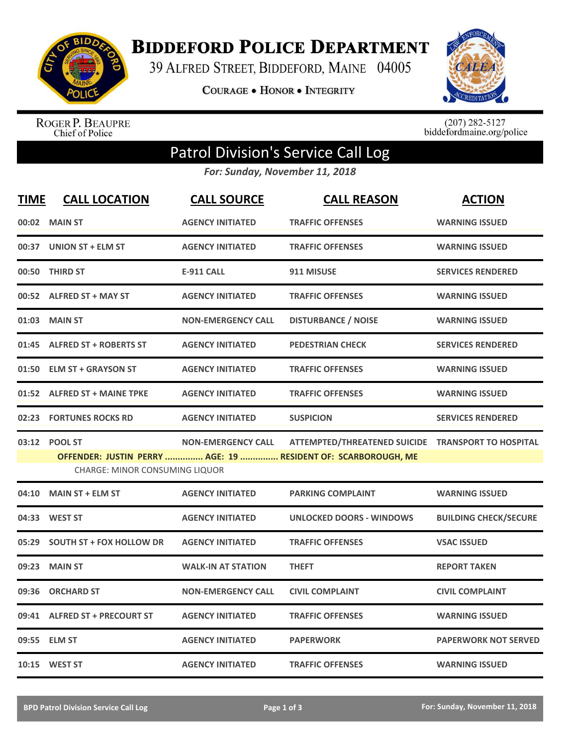# Biddeford Police Department

39 Alfred Street, Biddeford, Maine 04005

Courage • Honor • Integrity

Roger P. Beaupre
Chief of Police

(207) 282-5127
biddefordmaine.org/police

## Patrol Division's Service Call Log

*For: Sunday, November 11, 2018*

| TIME | CALL LOCATION | CALL SOURCE | CALL REASON | ACTION |
|---|---|---|---|---|
| 00:02 | MAIN ST | AGENCY INITIATED | TRAFFIC OFFENSES | WARNING ISSUED |
| 00:37 | UNION ST + ELM ST | AGENCY INITIATED | TRAFFIC OFFENSES | WARNING ISSUED |
| 00:50 | THIRD ST | E-911 CALL | 911 MISUSE | SERVICES RENDERED |
| 00:52 | ALFRED ST + MAY ST | AGENCY INITIATED | TRAFFIC OFFENSES | WARNING ISSUED |
| 01:03 | MAIN ST | NON-EMERGENCY CALL | DISTURBANCE / NOISE | WARNING ISSUED |
| 01:45 | ALFRED ST + ROBERTS ST | AGENCY INITIATED | PEDESTRIAN CHECK | SERVICES RENDERED |
| 01:50 | ELM ST + GRAYSON ST | AGENCY INITIATED | TRAFFIC OFFENSES | WARNING ISSUED |
| 01:52 | ALFRED ST + MAINE TPKE | AGENCY INITIATED | TRAFFIC OFFENSES | WARNING ISSUED |
| 02:23 | FORTUNES ROCKS RD | AGENCY INITIATED | SUSPICION | SERVICES RENDERED |
| 03:12 | POOL ST | NON-EMERGENCY CALL | ATTEMPTED/THREATENED SUICIDE | TRANSPORT TO HOSPITAL |
| | OFFENDER: JUSTIN PERRY ............... AGE: 19 ............... RESIDENT OF: SCARBOROUGH, ME | | | |
| | CHARGE: MINOR CONSUMING LIQUOR | | | |
| 04:10 | MAIN ST + ELM ST | AGENCY INITIATED | PARKING COMPLAINT | WARNING ISSUED |
| 04:33 | WEST ST | AGENCY INITIATED | UNLOCKED DOORS - WINDOWS | BUILDING CHECK/SECURE |
| 05:29 | SOUTH ST + FOX HOLLOW DR | AGENCY INITIATED | TRAFFIC OFFENSES | VSAC ISSUED |
| 09:23 | MAIN ST | WALK-IN AT STATION | THEFT | REPORT TAKEN |
| 09:36 | ORCHARD ST | NON-EMERGENCY CALL | CIVIL COMPLAINT | CIVIL COMPLAINT |
| 09:41 | ALFRED ST + PRECOURT ST | AGENCY INITIATED | TRAFFIC OFFENSES | WARNING ISSUED |
| 09:55 | ELM ST | AGENCY INITIATED | PAPERWORK | PAPERWORK NOT SERVED |
| 10:15 | WEST ST | AGENCY INITIATED | TRAFFIC OFFENSES | WARNING ISSUED |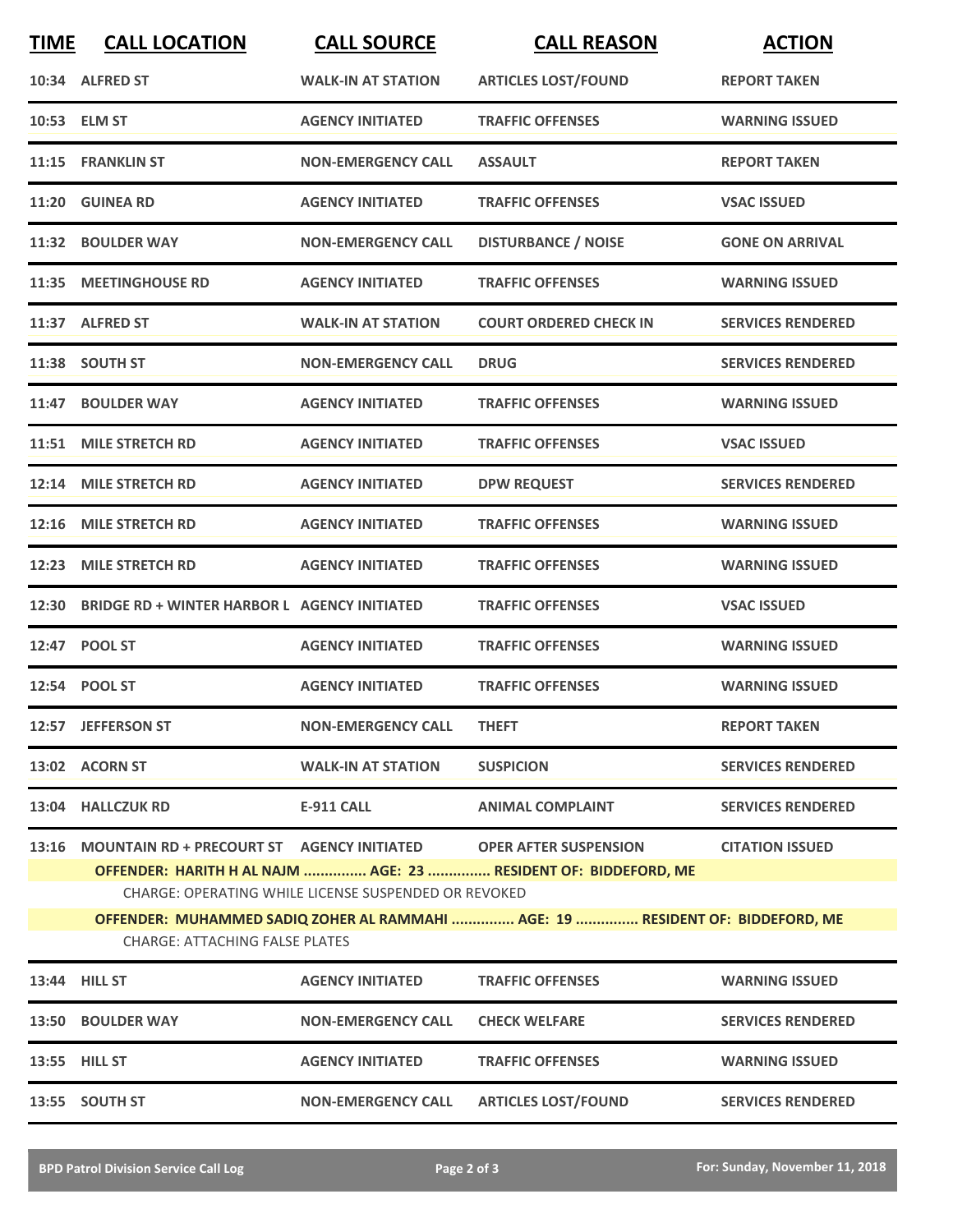| TIME | CALL LOCATION | CALL SOURCE | CALL REASON | ACTION |
|---|---|---|---|---|
| 10:34 | ALFRED ST | WALK-IN AT STATION | ARTICLES LOST/FOUND | REPORT TAKEN |
| 10:53 | ELM ST | AGENCY INITIATED | TRAFFIC OFFENSES | WARNING ISSUED |
| 11:15 | FRANKLIN ST | NON-EMERGENCY CALL | ASSAULT | REPORT TAKEN |
| 11:20 | GUINEA RD | AGENCY INITIATED | TRAFFIC OFFENSES | VSAC ISSUED |
| 11:32 | BOULDER WAY | NON-EMERGENCY CALL | DISTURBANCE / NOISE | GONE ON ARRIVAL |
| 11:35 | MEETINGHOUSE RD | AGENCY INITIATED | TRAFFIC OFFENSES | WARNING ISSUED |
| 11:37 | ALFRED ST | WALK-IN AT STATION | COURT ORDERED CHECK IN | SERVICES RENDERED |
| 11:38 | SOUTH ST | NON-EMERGENCY CALL | DRUG | SERVICES RENDERED |
| 11:47 | BOULDER WAY | AGENCY INITIATED | TRAFFIC OFFENSES | WARNING ISSUED |
| 11:51 | MILE STRETCH RD | AGENCY INITIATED | TRAFFIC OFFENSES | VSAC ISSUED |
| 12:14 | MILE STRETCH RD | AGENCY INITIATED | DPW REQUEST | SERVICES RENDERED |
| 12:16 | MILE STRETCH RD | AGENCY INITIATED | TRAFFIC OFFENSES | WARNING ISSUED |
| 12:23 | MILE STRETCH RD | AGENCY INITIATED | TRAFFIC OFFENSES | WARNING ISSUED |
| 12:30 | BRIDGE RD + WINTER HARBOR L | AGENCY INITIATED | TRAFFIC OFFENSES | VSAC ISSUED |
| 12:47 | POOL ST | AGENCY INITIATED | TRAFFIC OFFENSES | WARNING ISSUED |
| 12:54 | POOL ST | AGENCY INITIATED | TRAFFIC OFFENSES | WARNING ISSUED |
| 12:57 | JEFFERSON ST | NON-EMERGENCY CALL | THEFT | REPORT TAKEN |
| 13:02 | ACORN ST | WALK-IN AT STATION | SUSPICION | SERVICES RENDERED |
| 13:04 | HALLCZUK RD | E-911 CALL | ANIMAL COMPLAINT | SERVICES RENDERED |
| 13:16 | MOUNTAIN RD + PRECOURT ST | AGENCY INITIATED | OPER AFTER SUSPENSION | CITATION ISSUED |

**OFFENDER: HARITH H AL NAJM ............... AGE: 23 ............... RESIDENT OF: BIDDEFORD, ME**

CHARGE: OPERATING WHILE LICENSE SUSPENDED OR REVOKED

**OFFENDER: MUHAMMED SADIQ ZOHER AL RAMMAHI ............... AGE: 19 ............... RESIDENT OF: BIDDEFORD, ME**

CHARGE: ATTACHING FALSE PLATES

| TIME | CALL LOCATION | CALL SOURCE | CALL REASON | ACTION |
|---|---|---|---|---|
| 13:44 | HILL ST | AGENCY INITIATED | TRAFFIC OFFENSES | WARNING ISSUED |
| 13:50 | BOULDER WAY | NON-EMERGENCY CALL | CHECK WELFARE | SERVICES RENDERED |
| 13:55 | HILL ST | AGENCY INITIATED | TRAFFIC OFFENSES | WARNING ISSUED |
| 13:55 | SOUTH ST | NON-EMERGENCY CALL | ARTICLES LOST/FOUND | SERVICES RENDERED |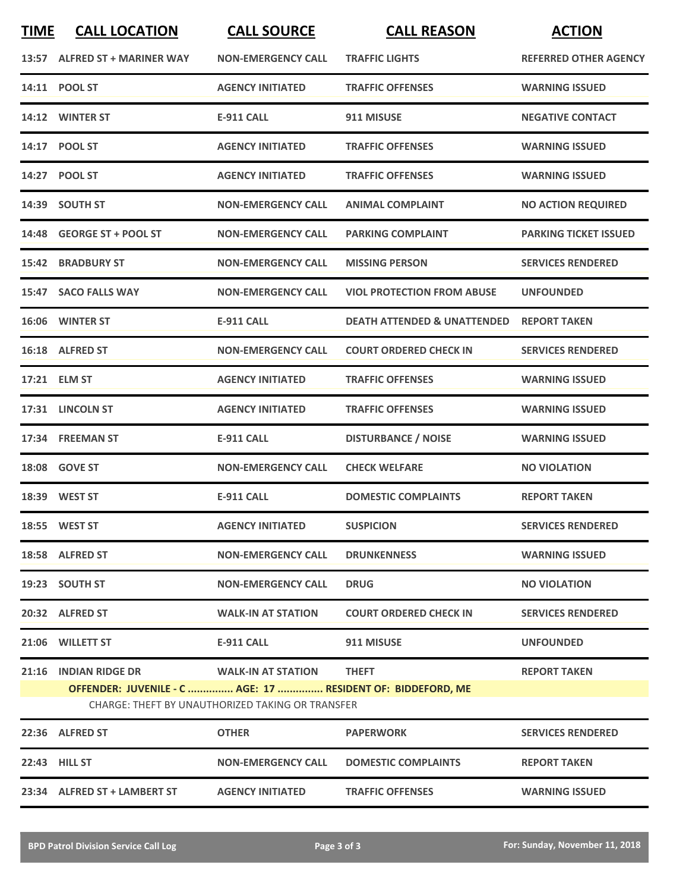| TIME | CALL LOCATION | CALL SOURCE | CALL REASON | ACTION |
|---|---|---|---|---|
| 13:57 | ALFRED ST + MARINER WAY | NON-EMERGENCY CALL | TRAFFIC LIGHTS | REFERRED OTHER AGENCY |
| 14:11 | POOL ST | AGENCY INITIATED | TRAFFIC OFFENSES | WARNING ISSUED |
| 14:12 | WINTER ST | E-911 CALL | 911 MISUSE | NEGATIVE CONTACT |
| 14:17 | POOL ST | AGENCY INITIATED | TRAFFIC OFFENSES | WARNING ISSUED |
| 14:27 | POOL ST | AGENCY INITIATED | TRAFFIC OFFENSES | WARNING ISSUED |
| 14:39 | SOUTH ST | NON-EMERGENCY CALL | ANIMAL COMPLAINT | NO ACTION REQUIRED |
| 14:48 | GEORGE ST + POOL ST | NON-EMERGENCY CALL | PARKING COMPLAINT | PARKING TICKET ISSUED |
| 15:42 | BRADBURY ST | NON-EMERGENCY CALL | MISSING PERSON | SERVICES RENDERED |
| 15:47 | SACO FALLS WAY | NON-EMERGENCY CALL | VIOL PROTECTION FROM ABUSE | UNFOUNDED |
| 16:06 | WINTER ST | E-911 CALL | DEATH ATTENDED & UNATTENDED | REPORT TAKEN |
| 16:18 | ALFRED ST | NON-EMERGENCY CALL | COURT ORDERED CHECK IN | SERVICES RENDERED |
| 17:21 | ELM ST | AGENCY INITIATED | TRAFFIC OFFENSES | WARNING ISSUED |
| 17:31 | LINCOLN ST | AGENCY INITIATED | TRAFFIC OFFENSES | WARNING ISSUED |
| 17:34 | FREEMAN ST | E-911 CALL | DISTURBANCE / NOISE | WARNING ISSUED |
| 18:08 | GOVE ST | NON-EMERGENCY CALL | CHECK WELFARE | NO VIOLATION |
| 18:39 | WEST ST | E-911 CALL | DOMESTIC COMPLAINTS | REPORT TAKEN |
| 18:55 | WEST ST | AGENCY INITIATED | SUSPICION | SERVICES RENDERED |
| 18:58 | ALFRED ST | NON-EMERGENCY CALL | DRUNKENNESS | WARNING ISSUED |
| 19:23 | SOUTH ST | NON-EMERGENCY CALL | DRUG | NO VIOLATION |
| 20:32 | ALFRED ST | WALK-IN AT STATION | COURT ORDERED CHECK IN | SERVICES RENDERED |
| 21:06 | WILLETT ST | E-911 CALL | 911 MISUSE | UNFOUNDED |
| 21:16 | INDIAN RIDGE DR | WALK-IN AT STATION | THEFT | REPORT TAKEN |
| | OFFENDER: JUVENILE - C ............... AGE: 17 ............... RESIDENT OF: BIDDEFORD, ME<br>CHARGE: THEFT BY UNAUTHORIZED TAKING OR TRANSFER | | | |
| 22:36 | ALFRED ST | OTHER | PAPERWORK | SERVICES RENDERED |
| 22:43 | HILL ST | NON-EMERGENCY CALL | DOMESTIC COMPLAINTS | REPORT TAKEN |
| 23:34 | ALFRED ST + LAMBERT ST | AGENCY INITIATED | TRAFFIC OFFENSES | WARNING ISSUED |